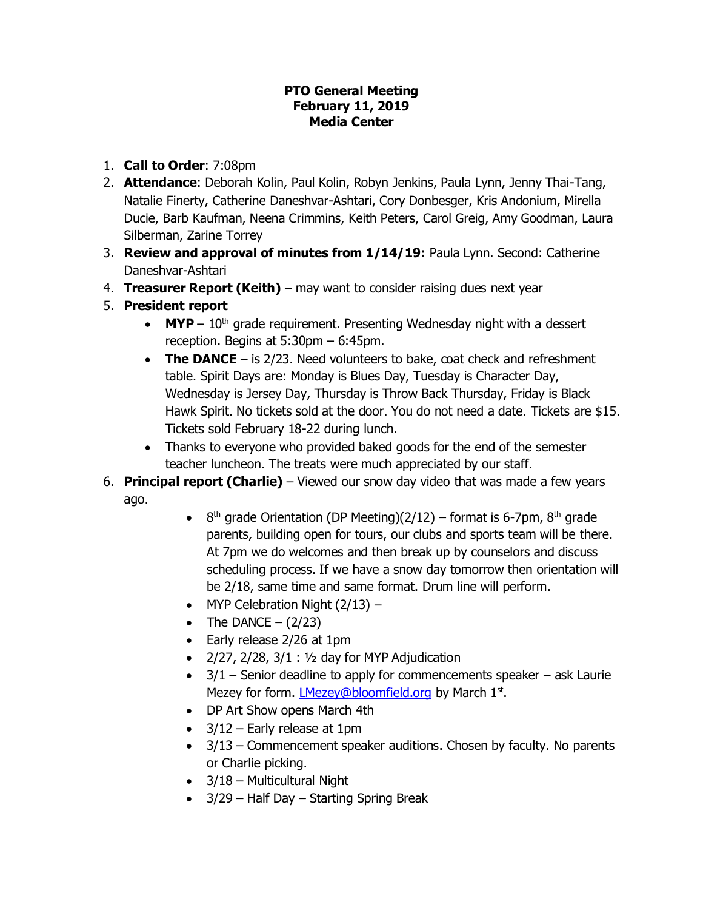**PTO General Meeting**
**February 11, 2019**
**Media Center**

1. **Call to Order**: 7:08pm
2. **Attendance**: Deborah Kolin, Paul Kolin, Robyn Jenkins, Paula Lynn, Jenny Thai-Tang, Natalie Finerty, Catherine Daneshvar-Ashtari, Cory Donbesger, Kris Andonium, Mirella Ducie, Barb Kaufman, Neena Crimmins, Keith Peters, Carol Greig, Amy Goodman, Laura Silberman, Zarine Torrey
3. **Review and approval of minutes from 1/14/19:** Paula Lynn. Second: Catherine Daneshvar-Ashtari
4. **Treasurer Report (Keith)** – may want to consider raising dues next year
5. **President report**
   - **MYP** – 10th grade requirement. Presenting Wednesday night with a dessert reception. Begins at 5:30pm – 6:45pm.
   - **The DANCE** – is 2/23. Need volunteers to bake, coat check and refreshment table. Spirit Days are: Monday is Blues Day, Tuesday is Character Day, Wednesday is Jersey Day, Thursday is Throw Back Thursday, Friday is Black Hawk Spirit. No tickets sold at the door. You do not need a date. Tickets are $15. Tickets sold February 18-22 during lunch.
   - Thanks to everyone who provided baked goods for the end of the semester teacher luncheon. The treats were much appreciated by our staff.
6. **Principal report (Charlie)** – Viewed our snow day video that was made a few years ago.
   - 8th grade Orientation (DP Meeting)(2/12) – format is 6-7pm, 8th grade parents, building open for tours, our clubs and sports team will be there. At 7pm we do welcomes and then break up by counselors and discuss scheduling process. If we have a snow day tomorrow then orientation will be 2/18, same time and same format. Drum line will perform.
   - MYP Celebration Night (2/13) –
   - The DANCE – (2/23)
   - Early release 2/26 at 1pm
   - 2/27, 2/28, 3/1 : ½ day for MYP Adjudication
   - 3/1 – Senior deadline to apply for commencements speaker – ask Laurie Mezey for form. LMezey@bloomfield.org by March 1st.
   - DP Art Show opens March 4th
   - 3/12 – Early release at 1pm
   - 3/13 – Commencement speaker auditions. Chosen by faculty. No parents or Charlie picking.
   - 3/18 – Multicultural Night
   - 3/29 – Half Day – Starting Spring Break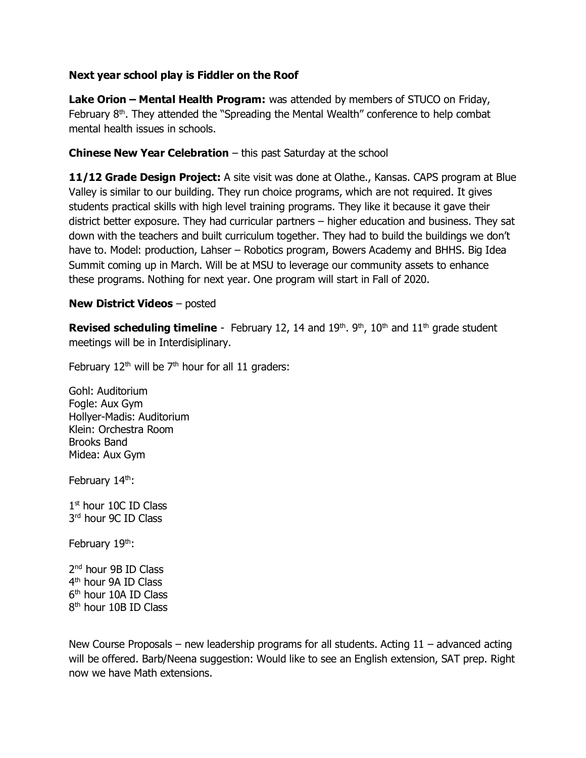**Next year school play is Fiddler on the Roof**

**Lake Orion – Mental Health Program:** was attended by members of STUCO on Friday, February 8th. They attended the "Spreading the Mental Wealth" conference to help combat mental health issues in schools.

**Chinese New Year Celebration** – this past Saturday at the school

**11/12 Grade Design Project:** A site visit was done at Olathe., Kansas. CAPS program at Blue Valley is similar to our building. They run choice programs, which are not required. It gives students practical skills with high level training programs. They like it because it gave their district better exposure. They had curricular partners – higher education and business. They sat down with the teachers and built curriculum together. They had to build the buildings we don't have to. Model: production, Lahser – Robotics program, Bowers Academy and BHHS. Big Idea Summit coming up in March. Will be at MSU to leverage our community assets to enhance these programs. Nothing for next year. One program will start in Fall of 2020.

**New District Videos** – posted

**Revised scheduling timeline** - February 12, 14 and 19th. 9th, 10th and 11th grade student meetings will be in Interdisiplinary.

February 12th will be 7th hour for all 11 graders:

Gohl: Auditorium
Fogle: Aux Gym
Hollyer-Madis: Auditorium
Klein: Orchestra Room
Brooks Band
Midea: Aux Gym

February 14th:

1st hour 10C ID Class
3rd hour 9C ID Class

February 19th:

2nd hour 9B ID Class
4th hour 9A ID Class
6th hour 10A ID Class
8th hour 10B ID Class

New Course Proposals – new leadership programs for all students. Acting 11 – advanced acting will be offered. Barb/Neena suggestion: Would like to see an English extension, SAT prep. Right now we have Math extensions.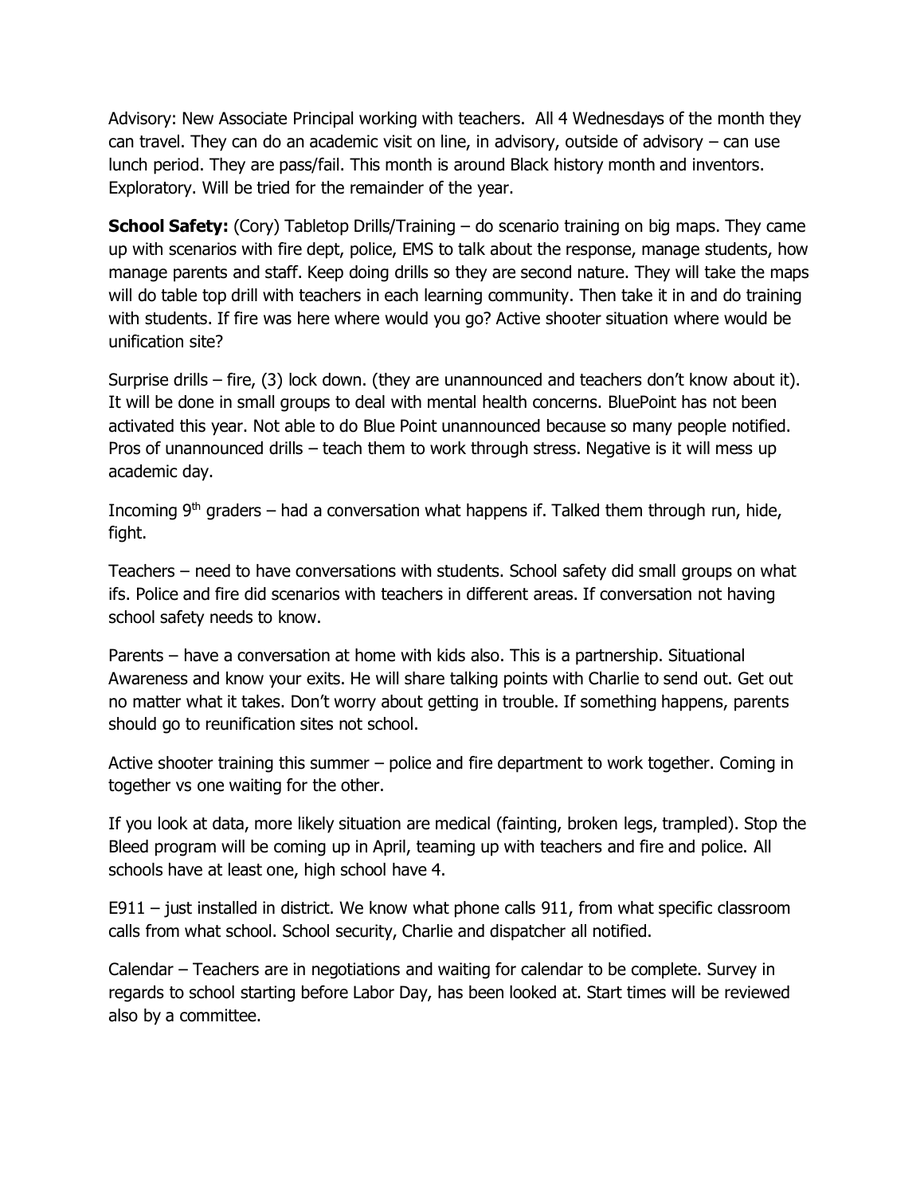Advisory: New Associate Principal working with teachers. All 4 Wednesdays of the month they can travel. They can do an academic visit on line, in advisory, outside of advisory – can use lunch period. They are pass/fail. This month is around Black history month and inventors. Exploratory. Will be tried for the remainder of the year.

**School Safety:** (Cory) Tabletop Drills/Training – do scenario training on big maps. They came up with scenarios with fire dept, police, EMS to talk about the response, manage students, how manage parents and staff. Keep doing drills so they are second nature. They will take the maps will do table top drill with teachers in each learning community. Then take it in and do training with students. If fire was here where would you go? Active shooter situation where would be unification site?

Surprise drills – fire, (3) lock down. (they are unannounced and teachers don't know about it). It will be done in small groups to deal with mental health concerns. BluePoint has not been activated this year. Not able to do Blue Point unannounced because so many people notified. Pros of unannounced drills – teach them to work through stress. Negative is it will mess up academic day.

Incoming 9th graders – had a conversation what happens if. Talked them through run, hide, fight.

Teachers – need to have conversations with students. School safety did small groups on what ifs. Police and fire did scenarios with teachers in different areas. If conversation not having school safety needs to know.

Parents – have a conversation at home with kids also. This is a partnership. Situational Awareness and know your exits. He will share talking points with Charlie to send out. Get out no matter what it takes. Don't worry about getting in trouble. If something happens, parents should go to reunification sites not school.

Active shooter training this summer – police and fire department to work together. Coming in together vs one waiting for the other.

If you look at data, more likely situation are medical (fainting, broken legs, trampled). Stop the Bleed program will be coming up in April, teaming up with teachers and fire and police. All schools have at least one, high school have 4.

E911 – just installed in district. We know what phone calls 911, from what specific classroom calls from what school. School security, Charlie and dispatcher all notified.

Calendar – Teachers are in negotiations and waiting for calendar to be complete. Survey in regards to school starting before Labor Day, has been looked at. Start times will be reviewed also by a committee.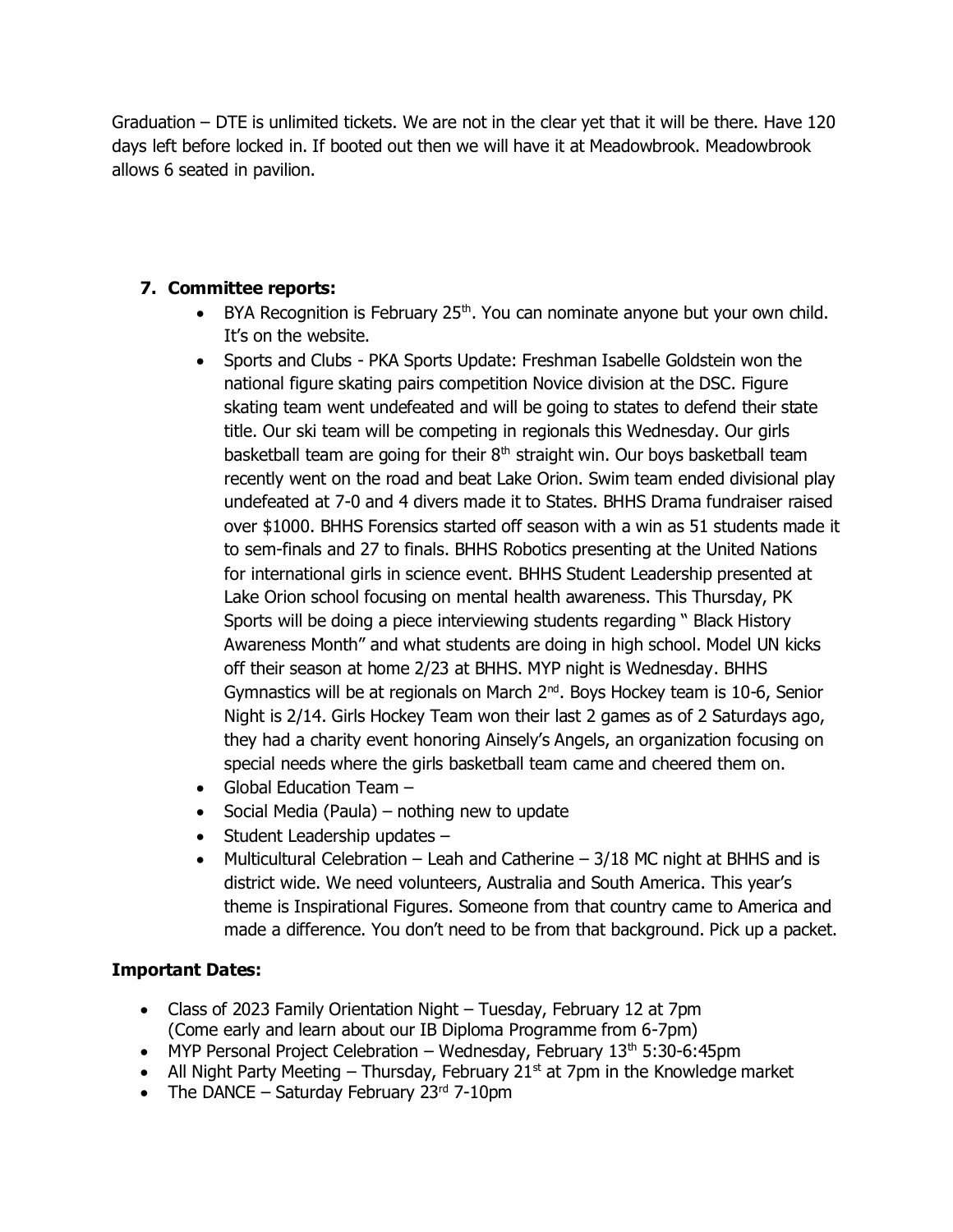Graduation – DTE is unlimited tickets. We are not in the clear yet that it will be there. Have 120 days left before locked in. If booted out then we will have it at Meadowbrook. Meadowbrook allows 6 seated in pavilion.

7. **Committee reports:**
   - BYA Recognition is February 25th. You can nominate anyone but your own child. It's on the website.
   - Sports and Clubs - PKA Sports Update: Freshman Isabelle Goldstein won the national figure skating pairs competition Novice division at the DSC. Figure skating team went undefeated and will be going to states to defend their state title. Our ski team will be competing in regionals this Wednesday. Our girls basketball team are going for their 8th straight win. Our boys basketball team recently went on the road and beat Lake Orion. Swim team ended divisional play undefeated at 7-0 and 4 divers made it to States. BHHS Drama fundraiser raised over $1000. BHHS Forensics started off season with a win as 51 students made it to sem-finals and 27 to finals. BHHS Robotics presenting at the United Nations for international girls in science event. BHHS Student Leadership presented at Lake Orion school focusing on mental health awareness. This Thursday, PK Sports will be doing a piece interviewing students regarding " Black History Awareness Month" and what students are doing in high school. Model UN kicks off their season at home 2/23 at BHHS. MYP night is Wednesday. BHHS Gymnastics will be at regionals on March 2nd. Boys Hockey team is 10-6, Senior Night is 2/14. Girls Hockey Team won their last 2 games as of 2 Saturdays ago, they had a charity event honoring Ainsely's Angels, an organization focusing on special needs where the girls basketball team came and cheered them on.
   - Global Education Team –
   - Social Media (Paula) – nothing new to update
   - Student Leadership updates –
   - Multicultural Celebration – Leah and Catherine – 3/18 MC night at BHHS and is district wide. We need volunteers, Australia and South America. This year's theme is Inspirational Figures. Someone from that country came to America and made a difference. You don't need to be from that background. Pick up a packet.

**Important Dates:**

- Class of 2023 Family Orientation Night – Tuesday, February 12 at 7pm (Come early and learn about our IB Diploma Programme from 6-7pm)
- MYP Personal Project Celebration – Wednesday, February 13th 5:30-6:45pm
- All Night Party Meeting – Thursday, February 21st at 7pm in the Knowledge market
- The DANCE – Saturday February 23rd 7-10pm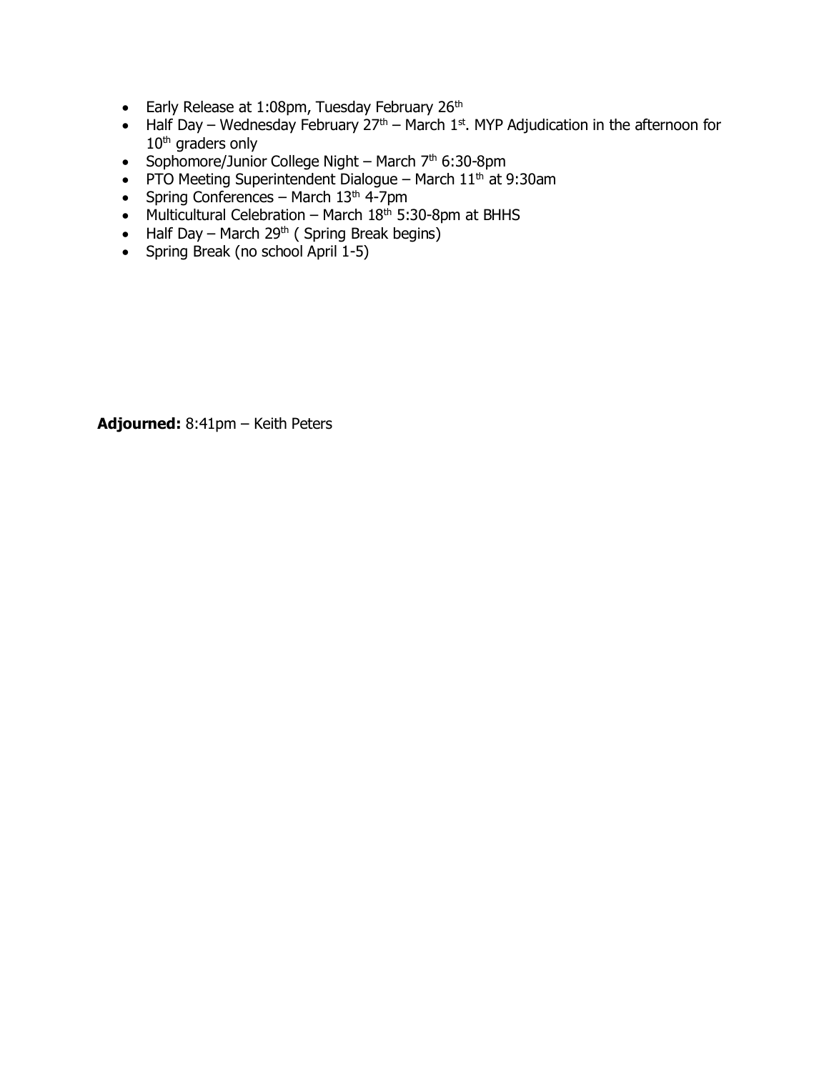- Early Release at 1:08pm, Tuesday February 26th
- Half Day – Wednesday February 27th – March 1st. MYP Adjudication in the afternoon for 10th graders only
- Sophomore/Junior College Night – March 7th 6:30-8pm
- PTO Meeting Superintendent Dialogue – March 11th at 9:30am
- Spring Conferences – March 13th 4-7pm
- Multicultural Celebration – March 18th 5:30-8pm at BHHS
- Half Day – March 29th ( Spring Break begins)
- Spring Break (no school April 1-5)

**Adjourned:** 8:41pm – Keith Peters